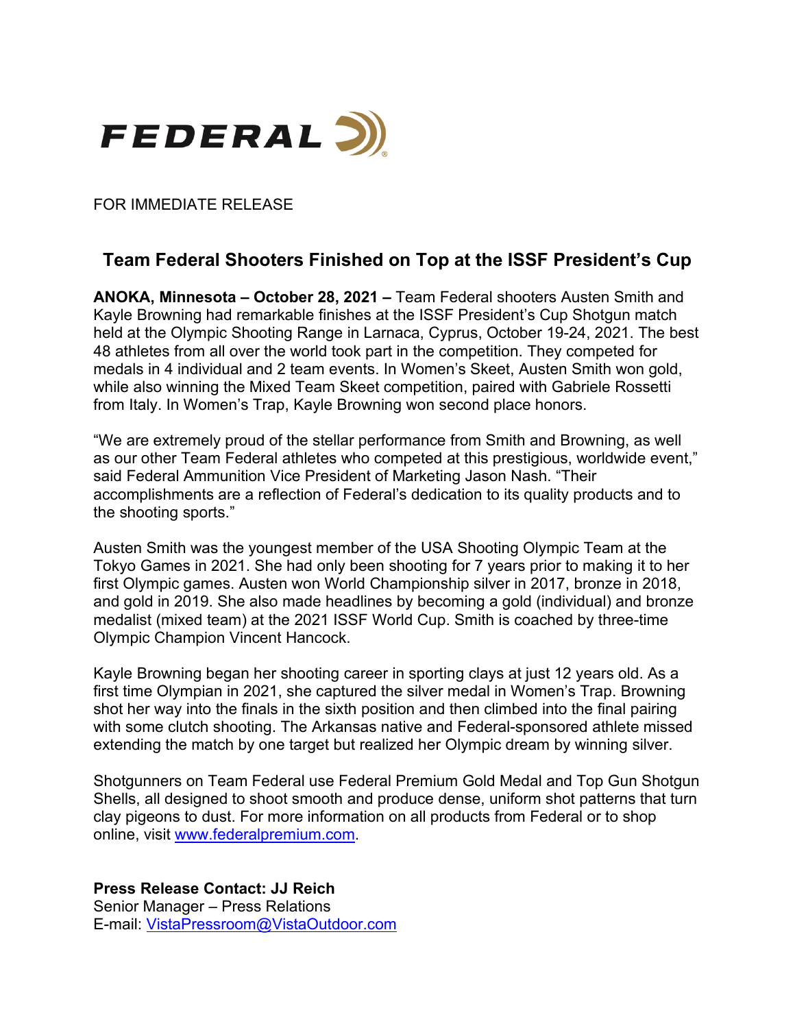FEDERAL

FOR IMMEDIATE RELEASE

## Team Federal Shooters Finished on Top at the ISSF President's Cup

**ANOKA, Minnesota – October 28, 2021 –** Team Federal shooters Austen Smith and Kayle Browning had remarkable finishes at the ISSF President's Cup Shotgun match held at the Olympic Shooting Range in Larnaca, Cyprus, October 19-24, 2021. The best 48 athletes from all over the world took part in the competition. They competed for medals in 4 individual and 2 team events. In Women's Skeet, Austen Smith won gold, while also winning the Mixed Team Skeet competition, paired with Gabriele Rossetti from Italy. In Women's Trap, Kayle Browning won second place honors.

"We are extremely proud of the stellar performance from Smith and Browning, as well as our other Team Federal athletes who competed at this prestigious, worldwide event," said Federal Ammunition Vice President of Marketing Jason Nash. "Their accomplishments are a reflection of Federal's dedication to its quality products and to the shooting sports."

Austen Smith was the youngest member of the USA Shooting Olympic Team at the Tokyo Games in 2021. She had only been shooting for 7 years prior to making it to her first Olympic games. Austen won World Championship silver in 2017, bronze in 2018, and gold in 2019. She also made headlines by becoming a gold (individual) and bronze medalist (mixed team) at the 2021 ISSF World Cup. Smith is coached by three-time Olympic Champion Vincent Hancock.

Kayle Browning began her shooting career in sporting clays at just 12 years old. As a first time Olympian in 2021, she captured the silver medal in Women's Trap. Browning shot her way into the finals in the sixth position and then climbed into the final pairing with some clutch shooting. The Arkansas native and Federal-sponsored athlete missed extending the match by one target but realized her Olympic dream by winning silver.

Shotgunners on Team Federal use Federal Premium Gold Medal and Top Gun Shotgun Shells, all designed to shoot smooth and produce dense, uniform shot patterns that turn clay pigeons to dust. For more information on all products from Federal or to shop online, visit www.federalpremium.com.

**Press Release Contact: JJ Reich**
Senior Manager – Press Relations
E-mail: VistaPressroom@VistaOutdoor.com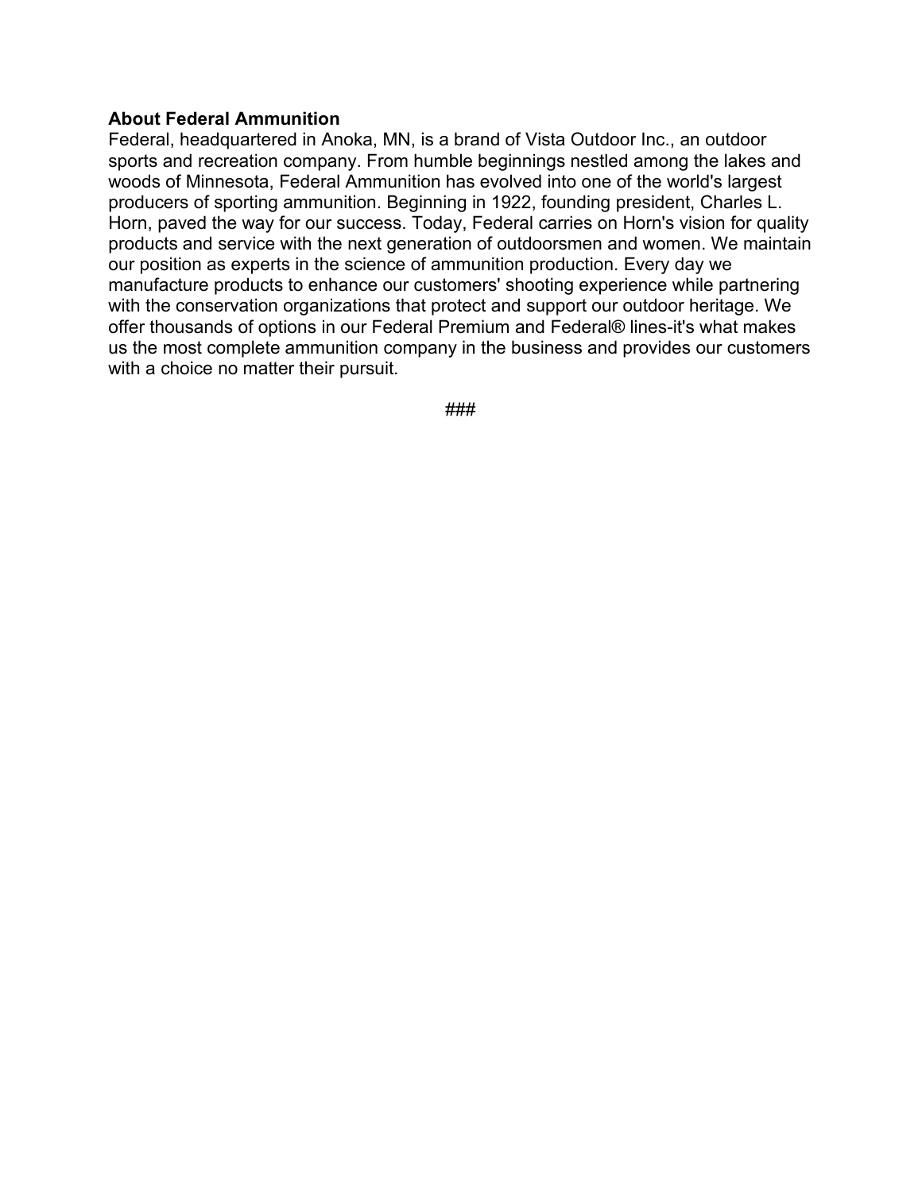**About Federal Ammunition**

Federal, headquartered in Anoka, MN, is a brand of Vista Outdoor Inc., an outdoor sports and recreation company. From humble beginnings nestled among the lakes and woods of Minnesota, Federal Ammunition has evolved into one of the world's largest producers of sporting ammunition. Beginning in 1922, founding president, Charles L. Horn, paved the way for our success. Today, Federal carries on Horn's vision for quality products and service with the next generation of outdoorsmen and women. We maintain our position as experts in the science of ammunition production. Every day we manufacture products to enhance our customers' shooting experience while partnering with the conservation organizations that protect and support our outdoor heritage. We offer thousands of options in our Federal Premium and Federal® lines-it's what makes us the most complete ammunition company in the business and provides our customers with a choice no matter their pursuit.

###